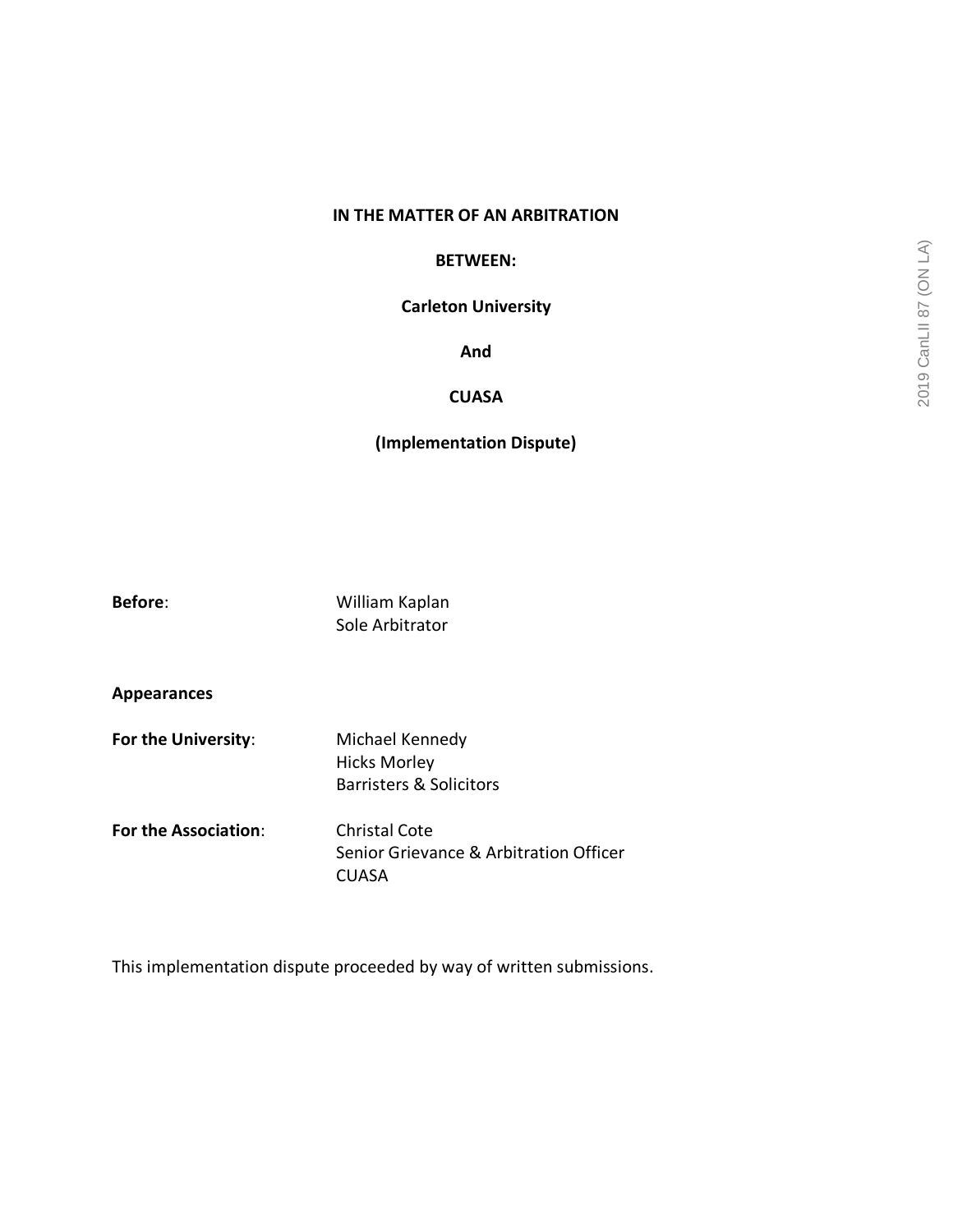**IN THE MATTER OF AN ARBITRATION**

**BETWEEN:**

**Carleton University**

**And**

**CUASA**

**(Implementation Dispute)**

**Before**: William Kaplan
Sole Arbitrator

**Appearances**

**For the University**: Michael Kennedy
Hicks Morley
Barristers & Solicitors

**For the Association**: Christal Cote
Senior Grievance & Arbitration Officer
CUASA

This implementation dispute proceeded by way of written submissions.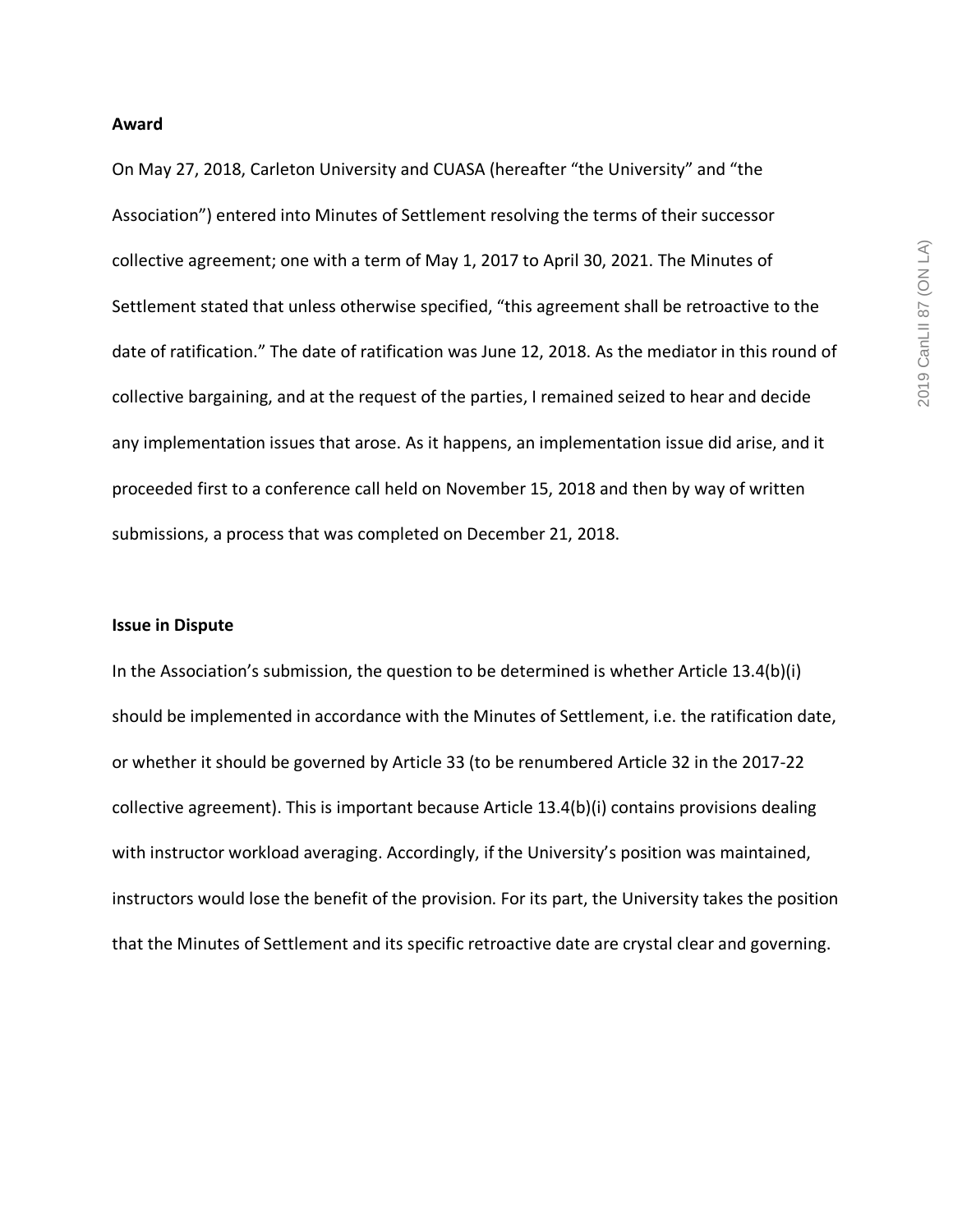**Award**

On May 27, 2018, Carleton University and CUASA (hereafter "the University" and "the Association") entered into Minutes of Settlement resolving the terms of their successor collective agreement; one with a term of May 1, 2017 to April 30, 2021. The Minutes of Settlement stated that unless otherwise specified, "this agreement shall be retroactive to the date of ratification." The date of ratification was June 12, 2018. As the mediator in this round of collective bargaining, and at the request of the parties, I remained seized to hear and decide any implementation issues that arose. As it happens, an implementation issue did arise, and it proceeded first to a conference call held on November 15, 2018 and then by way of written submissions, a process that was completed on December 21, 2018.

**Issue in Dispute**

In the Association's submission, the question to be determined is whether Article 13.4(b)(i) should be implemented in accordance with the Minutes of Settlement, i.e. the ratification date, or whether it should be governed by Article 33 (to be renumbered Article 32 in the 2017-22 collective agreement). This is important because Article 13.4(b)(i) contains provisions dealing with instructor workload averaging. Accordingly, if the University's position was maintained, instructors would lose the benefit of the provision. For its part, the University takes the position that the Minutes of Settlement and its specific retroactive date are crystal clear and governing.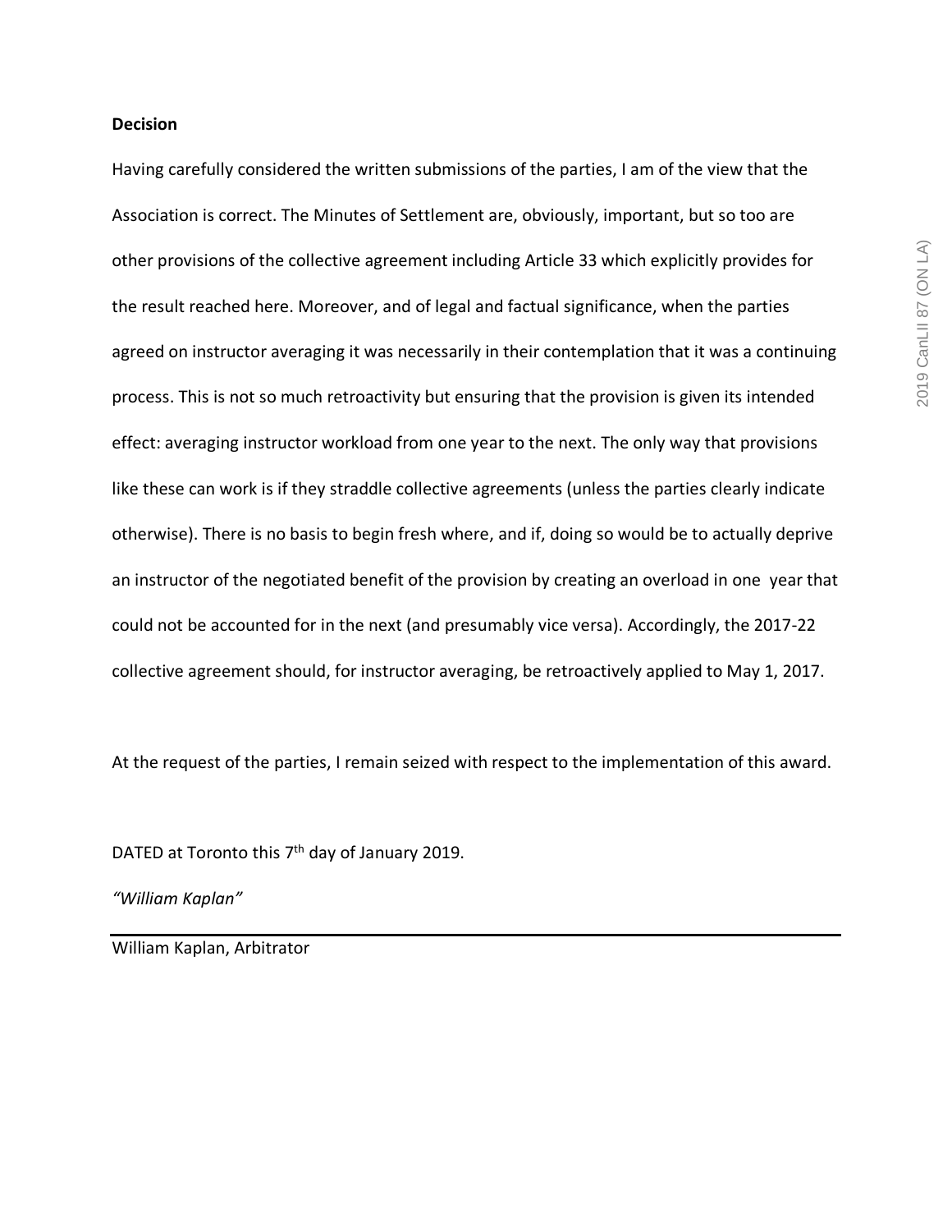**Decision**

Having carefully considered the written submissions of the parties, I am of the view that the Association is correct. The Minutes of Settlement are, obviously, important, but so too are other provisions of the collective agreement including Article 33 which explicitly provides for the result reached here. Moreover, and of legal and factual significance, when the parties agreed on instructor averaging it was necessarily in their contemplation that it was a continuing process. This is not so much retroactivity but ensuring that the provision is given its intended effect: averaging instructor workload from one year to the next. The only way that provisions like these can work is if they straddle collective agreements (unless the parties clearly indicate otherwise). There is no basis to begin fresh where, and if, doing so would be to actually deprive an instructor of the negotiated benefit of the provision by creating an overload in one year that could not be accounted for in the next (and presumably vice versa). Accordingly, the 2017-22 collective agreement should, for instructor averaging, be retroactively applied to May 1, 2017.

At the request of the parties, I remain seized with respect to the implementation of this award.

DATED at Toronto this 7th day of January 2019.

*"William Kaplan"*

William Kaplan, Arbitrator